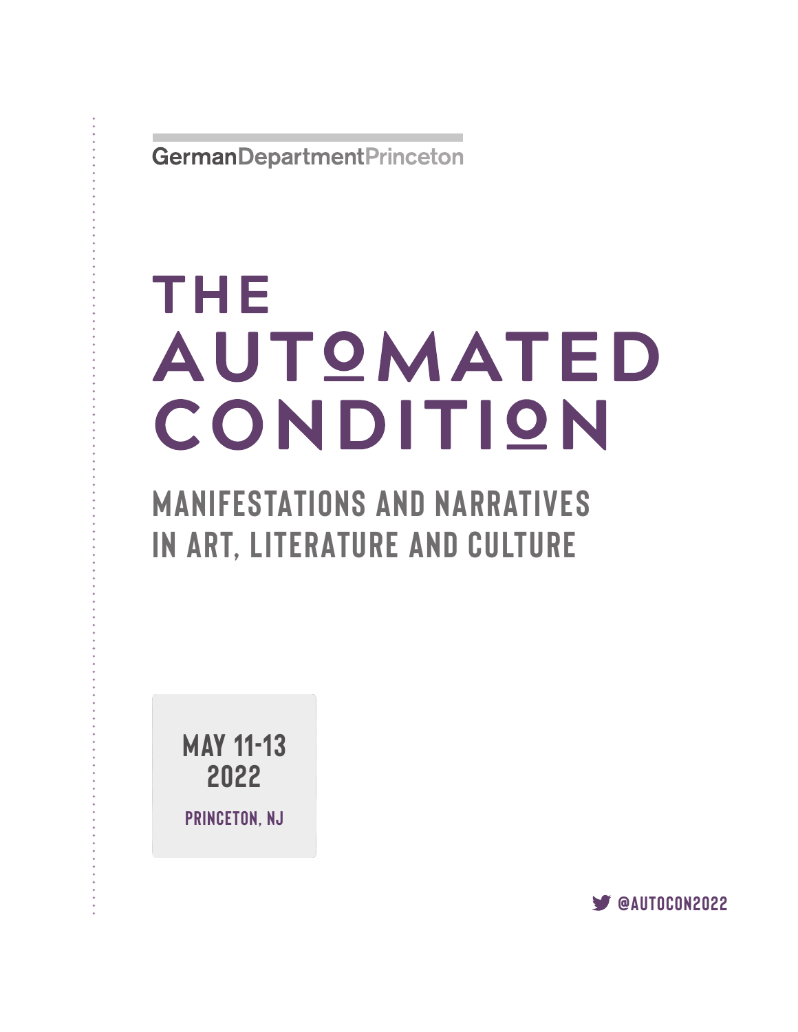GermanDepartmentPrinceton

# THE AUTOMATED CONDITION

## MANIFESTATIONS AND NARRATIVES IN ART, LITERATURE AND CULTURE

**MAY 11-13 2022**

**PRINCETON, NJ**

@AUTOCON2022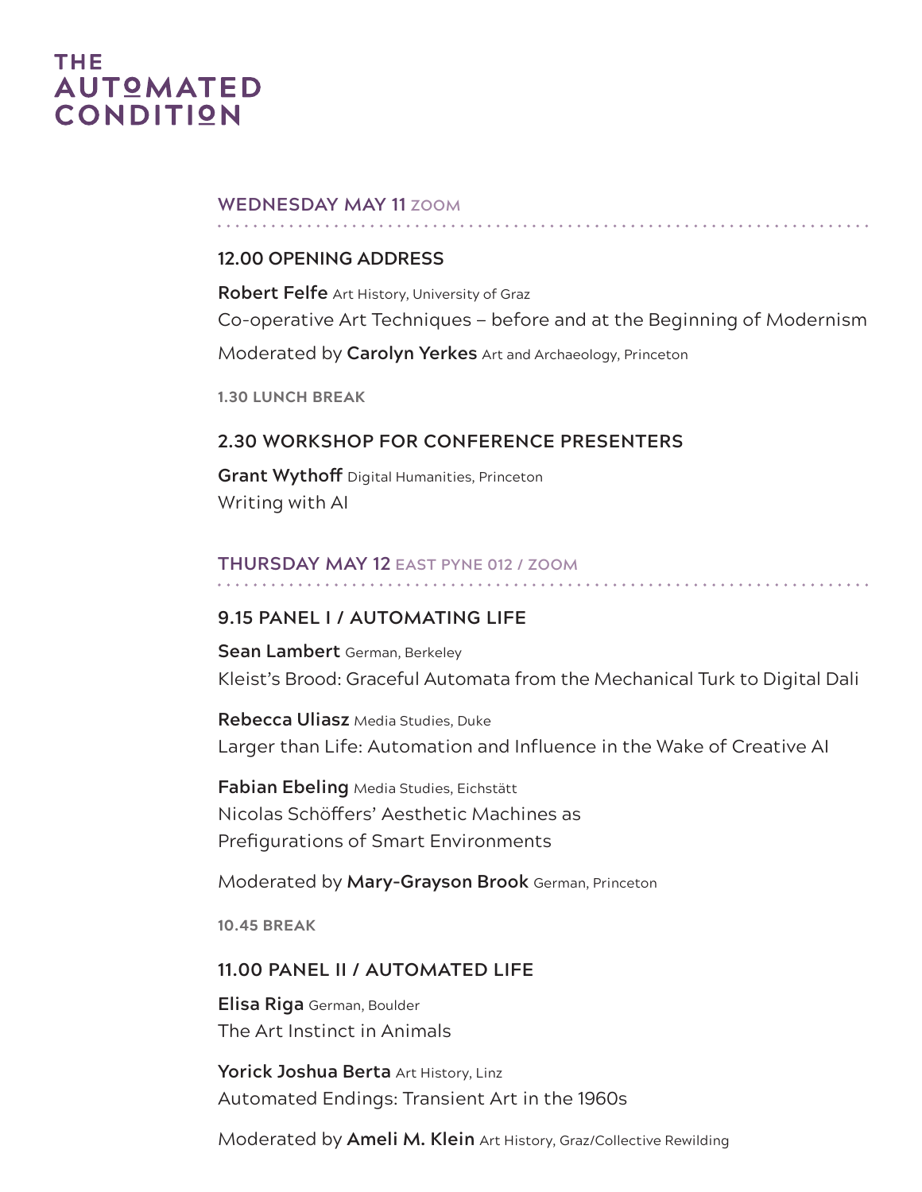# THE AUTOMATED CONDITION

## WEDNESDAY MAY 11 ZOOM

### 12.00 OPENING ADDRESS

**Robert Felfe** Art History, University of Graz
Co-operative Art Techniques – before and at the Beginning of Modernism

Moderated by **Carolyn Yerkes** Art and Archaeology, Princeton

**1.30 LUNCH BREAK**

### 2.30 WORKSHOP FOR CONFERENCE PRESENTERS

**Grant Wythoff** Digital Humanities, Princeton
Writing with AI

## THURSDAY MAY 12 EAST PYNE 012 / ZOOM

### 9.15 PANEL I / AUTOMATING LIFE

**Sean Lambert** German, Berkeley
Kleist's Brood: Graceful Automata from the Mechanical Turk to Digital Dali

**Rebecca Uliasz** Media Studies, Duke
Larger than Life: Automation and Influence in the Wake of Creative AI

**Fabian Ebeling** Media Studies, Eichstätt
Nicolas Schöffers' Aesthetic Machines as
Prefigurations of Smart Environments

Moderated by **Mary-Grayson Brook** German, Princeton

**10.45 BREAK**

### 11.00 PANEL II / AUTOMATED LIFE

**Elisa Riga** German, Boulder
The Art Instinct in Animals

**Yorick Joshua Berta** Art History, Linz
Automated Endings: Transient Art in the 1960s

Moderated by **Ameli M. Klein** Art History, Graz/Collective Rewilding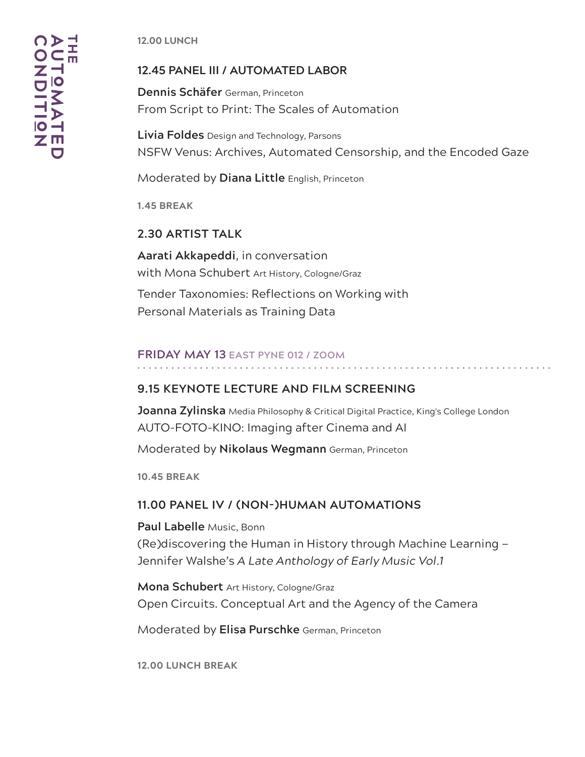**12.00 LUNCH**

### 12.45 PANEL III / AUTOMATED LABOR

**Dennis Schäfer** German, Princeton
From Script to Print: The Scales of Automation

**Livia Foldes** Design and Technology, Parsons
NSFW Venus: Archives, Automated Censorship, and the Encoded Gaze

Moderated by **Diana Little** English, Princeton

**1.45 BREAK**

### 2.30 ARTIST TALK

**Aarati Akkapeddi**, in conversation
with Mona Schubert Art History, Cologne/Graz

Tender Taxonomies: Reflections on Working with
Personal Materials as Training Data

## FRIDAY MAY 13 EAST PYNE 012 / ZOOM

### 9.15 KEYNOTE LECTURE AND FILM SCREENING

**Joanna Zylinska** Media Philosophy & Critical Digital Practice, King's College London
AUTO-FOTO-KINO: Imaging after Cinema and AI

Moderated by **Nikolaus Wegmann** German, Princeton

**10.45 BREAK**

### 11.00 PANEL IV / (NON-)HUMAN AUTOMATIONS

**Paul Labelle** Music, Bonn
(Re)discovering the Human in History through Machine Learning – Jennifer Walshe's *A Late Anthology of Early Music Vol.1*

**Mona Schubert** Art History, Cologne/Graz
Open Circuits. Conceptual Art and the Agency of the Camera

Moderated by **Elisa Purschke** German, Princeton

**12.00 LUNCH BREAK**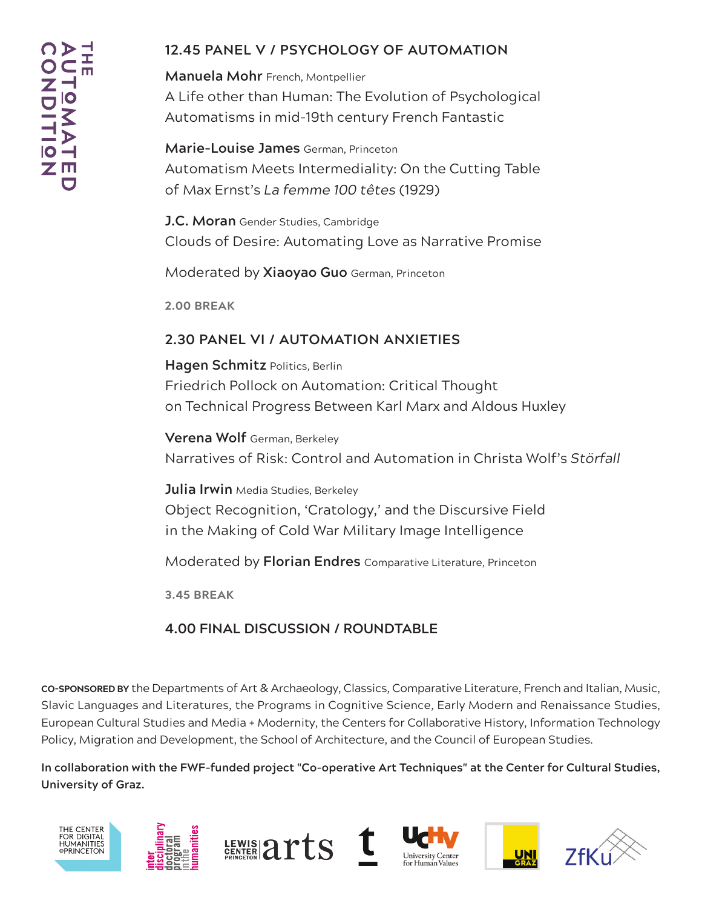THE AUTOMATED CONDITION

## 12.45 PANEL V / PSYCHOLOGY OF AUTOMATION

**Manuela Mohr** French, Montpellier
A Life other than Human: The Evolution of Psychological Automatisms in mid-19th century French Fantastic

**Marie-Louise James** German, Princeton
Automatism Meets Intermediality: On the Cutting Table of Max Ernst's *La femme 100 têtes* (1929)

**J.C. Moran** Gender Studies, Cambridge
Clouds of Desire: Automating Love as Narrative Promise

Moderated by **Xiaoyao Guo** German, Princeton

**2.00 BREAK**

## 2.30 PANEL VI / AUTOMATION ANXIETIES

**Hagen Schmitz** Politics, Berlin
Friedrich Pollock on Automation: Critical Thought on Technical Progress Between Karl Marx and Aldous Huxley

**Verena Wolf** German, Berkeley
Narratives of Risk: Control and Automation in Christa Wolf's *Störfall*

**Julia Irwin** Media Studies, Berkeley
Object Recognition, 'Cratology,' and the Discursive Field in the Making of Cold War Military Image Intelligence

Moderated by **Florian Endres** Comparative Literature, Princeton

**3.45 BREAK**

## 4.00 FINAL DISCUSSION / ROUNDTABLE

**CO-SPONSORED BY** the Departments of Art & Archaeology, Classics, Comparative Literature, French and Italian, Music, Slavic Languages and Literatures, the Programs in Cognitive Science, Early Modern and Renaissance Studies, European Cultural Studies and Media + Modernity, the Centers for Collaborative History, Information Technology Policy, Migration and Development, the School of Architecture, and the Council of European Studies.

**In collaboration with the FWF-funded project "Co-operative Art Techniques" at the Center for Cultural Studies, University of Graz.**

THE CENTER FOR DIGITAL HUMANITIES @PRINCETON

interdisciplinary doctoral program in the humanities

LEWIS CENTER PRINCETON arts

t

UCHV University Center for Human Values

UNI GRAZ

ZfKu